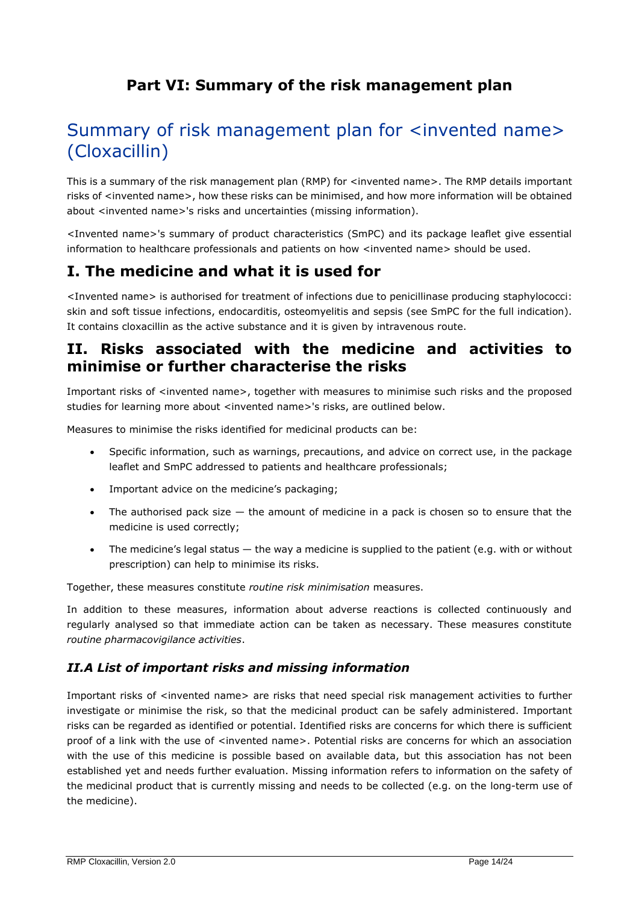# Part VI: Summary of the risk management plan

## Summary of risk management plan for <invented name> (Cloxacillin)

This is a summary of the risk management plan (RMP) for <invented name>. The RMP details important risks of <invented name>, how these risks can be minimised, and how more information will be obtained about <invented name>'s risks and uncertainties (missing information).

<Invented name>'s summary of product characteristics (SmPC) and its package leaflet give essential information to healthcare professionals and patients on how <invented name> should be used.

## I. The medicine and what it is used for

<Invented name> is authorised for treatment of infections due to penicillinase producing staphylococci: skin and soft tissue infections, endocarditis, osteomyelitis and sepsis (see SmPC for the full indication). It contains cloxacillin as the active substance and it is given by intravenous route.

## II. Risks associated with the medicine and activities to minimise or further characterise the risks

Important risks of <invented name>, together with measures to minimise such risks and the proposed studies for learning more about <invented name>'s risks, are outlined below.

Measures to minimise the risks identified for medicinal products can be:

- Specific information, such as warnings, precautions, and advice on correct use, in the package leaflet and SmPC addressed to patients and healthcare professionals;
- Important advice on the medicine's packaging;
- The authorised pack size — the amount of medicine in a pack is chosen so to ensure that the medicine is used correctly;
- The medicine's legal status — the way a medicine is supplied to the patient (e.g. with or without prescription) can help to minimise its risks.

Together, these measures constitute *routine risk minimisation* measures.

In addition to these measures, information about adverse reactions is collected continuously and regularly analysed so that immediate action can be taken as necessary. These measures constitute *routine pharmacovigilance activities*.

### *II.A List of important risks and missing information*

Important risks of <invented name> are risks that need special risk management activities to further investigate or minimise the risk, so that the medicinal product can be safely administered. Important risks can be regarded as identified or potential. Identified risks are concerns for which there is sufficient proof of a link with the use of <invented name>. Potential risks are concerns for which an association with the use of this medicine is possible based on available data, but this association has not been established yet and needs further evaluation. Missing information refers to information on the safety of the medicinal product that is currently missing and needs to be collected (e.g. on the long-term use of the medicine).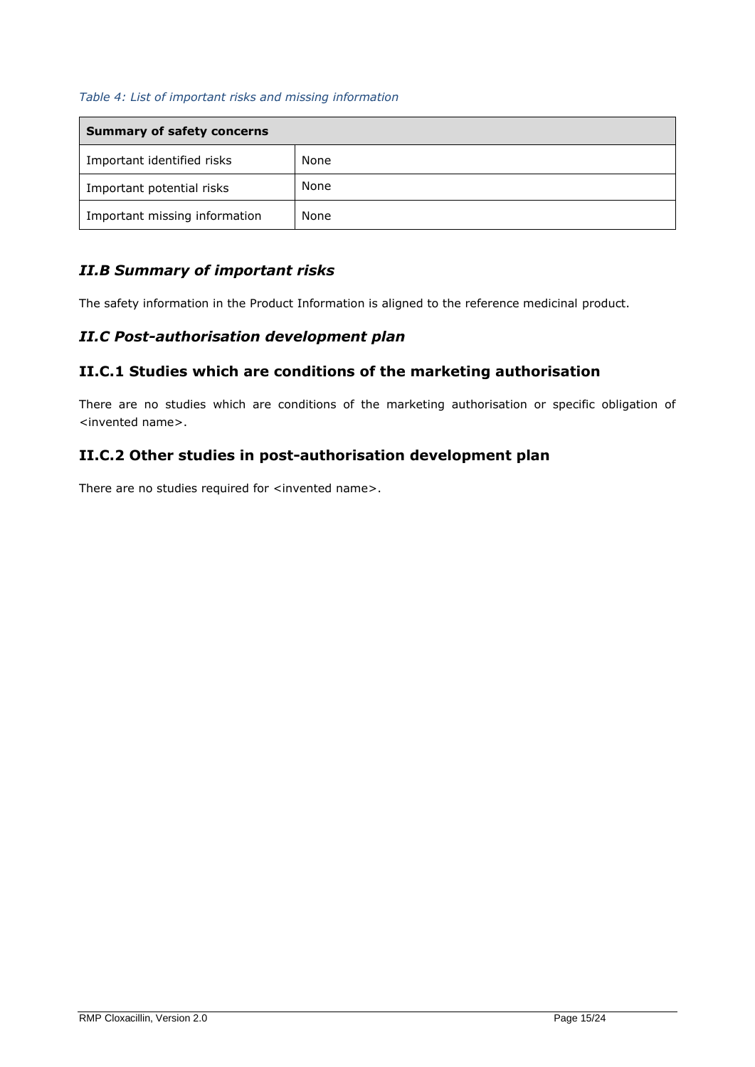*Table 4: List of important risks and missing information*

| Summary of safety concerns | |
|---|---|
| Important identified risks | None |
| Important potential risks | None |
| Important missing information | None |

## *II.B Summary of important risks*

The safety information in the Product Information is aligned to the reference medicinal product.

## *II.C Post-authorisation development plan*

### II.C.1 Studies which are conditions of the marketing authorisation

There are no studies which are conditions of the marketing authorisation or specific obligation of <invented name>.

### II.C.2 Other studies in post-authorisation development plan

There are no studies required for <invented name>.